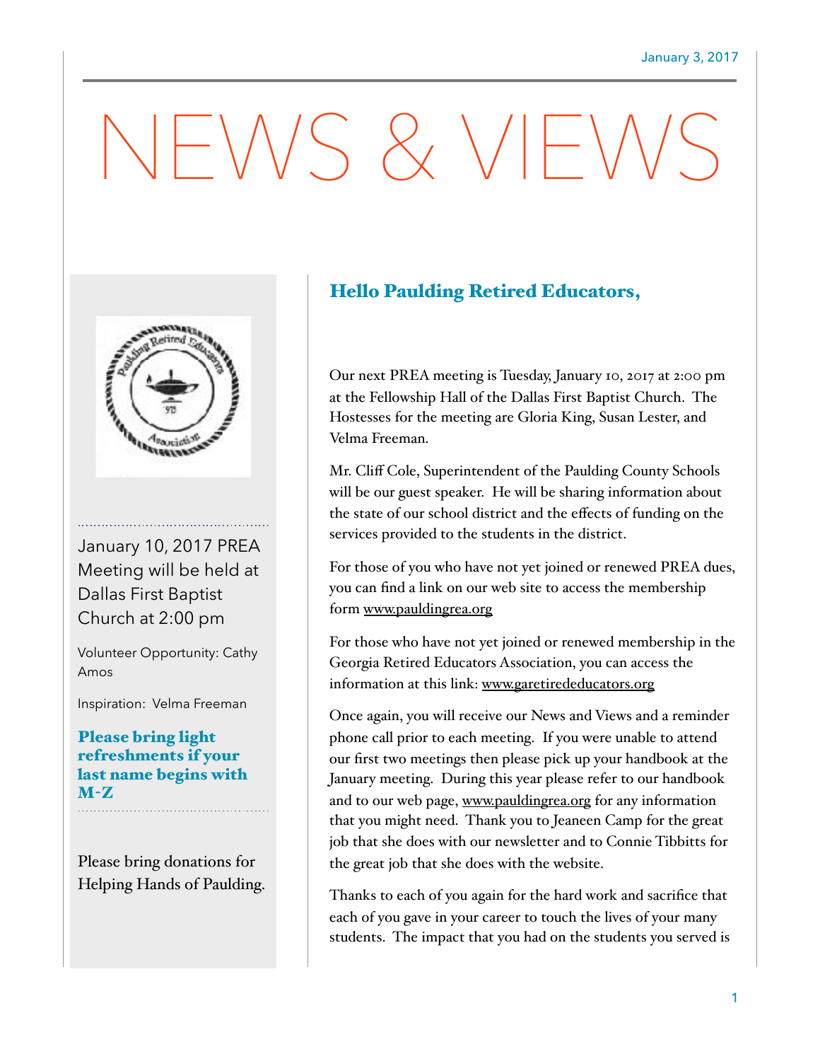January 3, 2017

# NEWS & VIEWS

January 10, 2017 PREA Meeting will be held at Dallas First Baptist Church at 2:00 pm

Volunteer Opportunity: Cathy Amos

Inspiration: Velma Freeman

**Please bring light refreshments if your last name begins with M-Z**

Please bring donations for Helping Hands of Paulding.

## Hello Paulding Retired Educators,

Our next PREA meeting is Tuesday, January 10, 2017 at 2:00 pm at the Fellowship Hall of the Dallas First Baptist Church. The Hostesses for the meeting are Gloria King, Susan Lester, and Velma Freeman.

Mr. Cliff Cole, Superintendent of the Paulding County Schools will be our guest speaker. He will be sharing information about the state of our school district and the effects of funding on the services provided to the students in the district.

For those of you who have not yet joined or renewed PREA dues, you can find a link on our web site to access the membership form www.pauldingrea.org

For those who have not yet joined or renewed membership in the Georgia Retired Educators Association, you can access the information at this link: www.garetirededucators.org

Once again, you will receive our News and Views and a reminder phone call prior to each meeting. If you were unable to attend our first two meetings then please pick up your handbook at the January meeting. During this year please refer to our handbook and to our web page, www.pauldingrea.org for any information that you might need. Thank you to Jeaneen Camp for the great job that she does with our newsletter and to Connie Tibbitts for the great job that she does with the website.

Thanks to each of you again for the hard work and sacrifice that each of you gave in your career to touch the lives of your many students. The impact that you had on the students you served is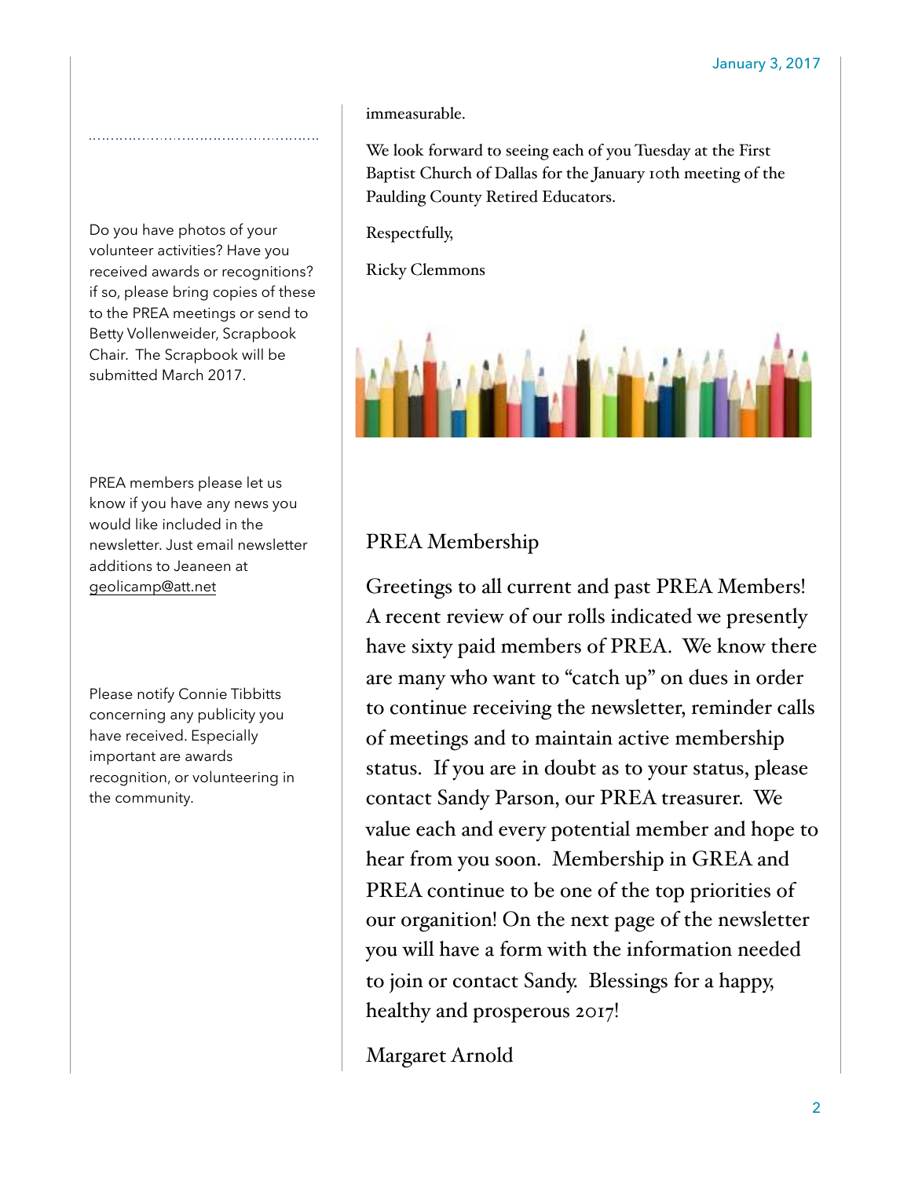Do you have photos of your volunteer activities? Have you received awards or recognitions? if so, please bring copies of these to the PREA meetings or send to Betty Vollenweider, Scrapbook Chair. The Scrapbook will be submitted March 2017.

PREA members please let us know if you have any news you would like included in the newsletter. Just email newsletter additions to Jeaneen at geolicamp@att.net

Please notify Connie Tibbitts concerning any publicity you have received. Especially important are awards recognition, or volunteering in the community.

immeasurable.

We look forward to seeing each of you Tuesday at the First Baptist Church of Dallas for the January 10th meeting of the Paulding County Retired Educators.

Respectfully,

Ricky Clemmons

## PREA Membership

Greetings to all current and past PREA Members! A recent review of our rolls indicated we presently have sixty paid members of PREA. We know there are many who want to "catch up" on dues in order to continue receiving the newsletter, reminder calls of meetings and to maintain active membership status. If you are in doubt as to your status, please contact Sandy Parson, our PREA treasurer. We value each and every potential member and hope to hear from you soon. Membership in GREA and PREA continue to be one of the top priorities of our organition! On the next page of the newsletter you will have a form with the information needed to join or contact Sandy. Blessings for a happy, healthy and prosperous 2017!

Margaret Arnold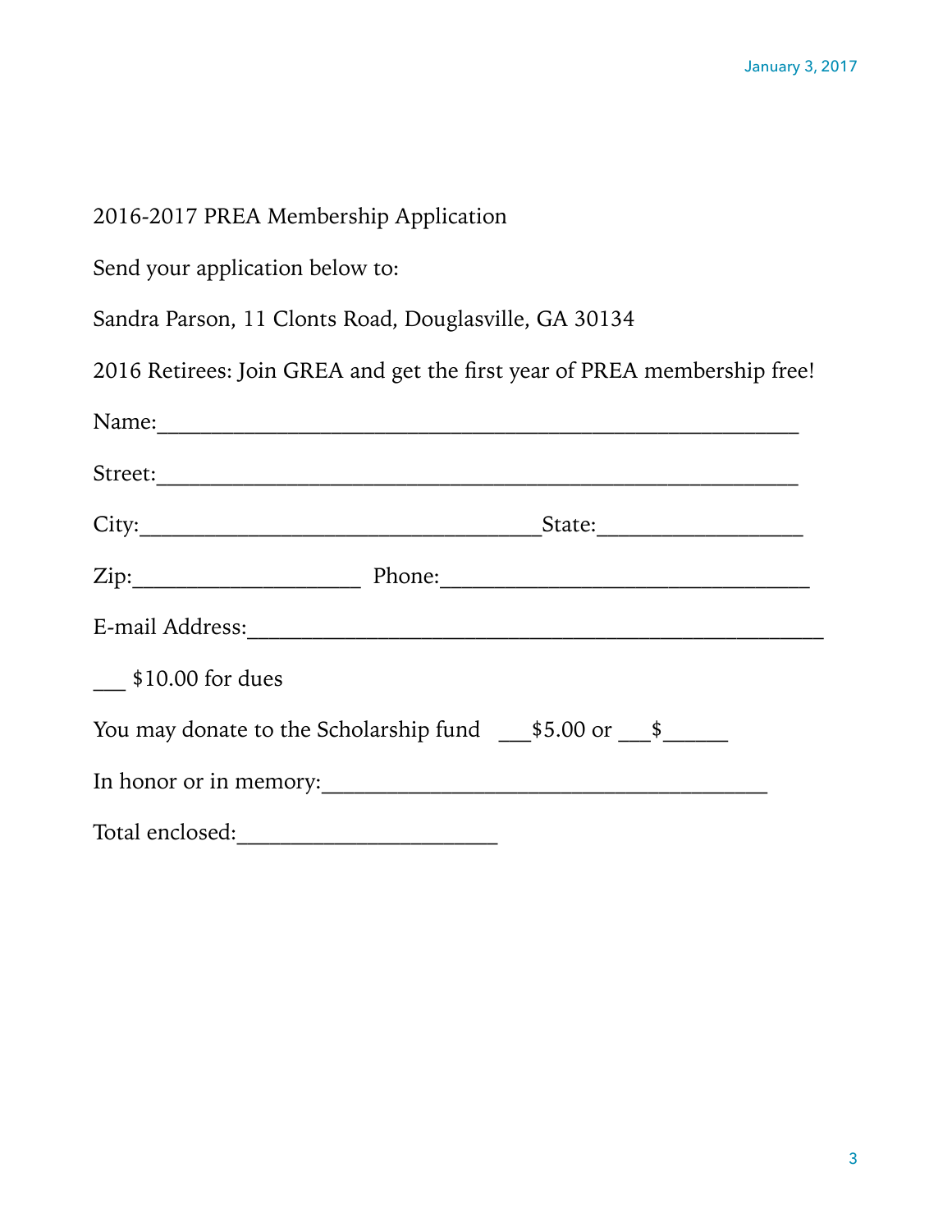2016-2017 PREA Membership Application

Send your application below to:

Sandra Parson, 11 Clonts Road, Douglasville, GA 30134

2016 Retirees: Join GREA and get the first year of PREA membership free!

Name:_______________________________________________________

Street:_______________________________________________________

City:__________________________________ State:_________________

Zip:___________________ Phone:________________________________

E-mail Address:__________________________________________________

___ $10.00 for dues

You may donate to the Scholarship fund ___$5.00 or ___$______

In honor or in memory:______________________________________

Total enclosed:______________________